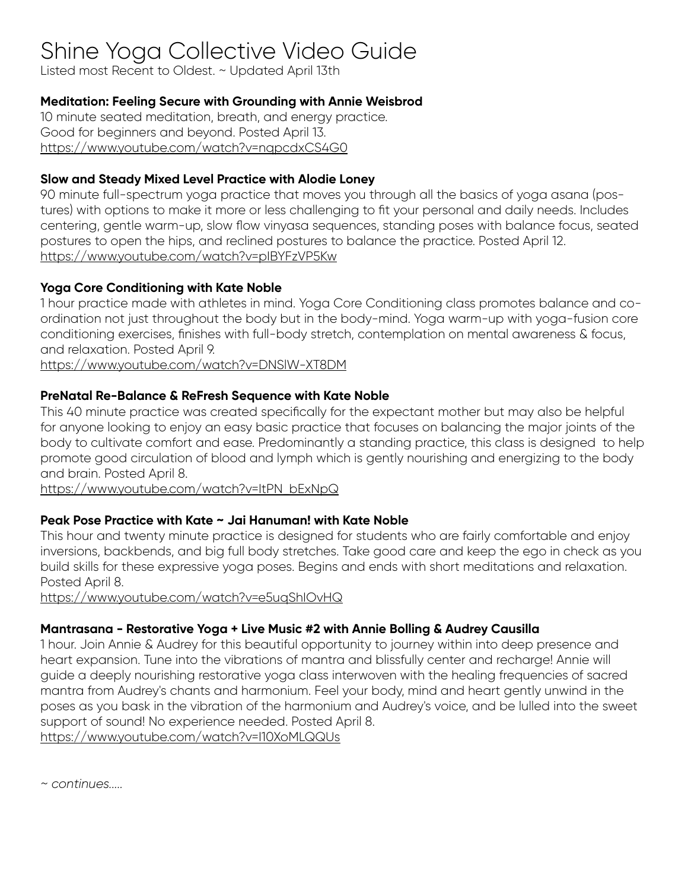# Shine Yoga Collective Video Guide

Listed most Recent to Oldest. ~ Updated April 13th

**Meditation: Feeling Secure with Grounding with Annie Weisbrod**

10 minute seated meditation, breath, and energy practice.
Good for beginners and beyond. Posted April 13.
https://www.youtube.com/watch?v=nqpcdxCS4G0

**Slow and Steady Mixed Level Practice with Alodie Loney**

90 minute full-spectrum yoga practice that moves you through all the basics of yoga asana (postures) with options to make it more or less challenging to fit your personal and daily needs. Includes centering, gentle warm-up, slow flow vinyasa sequences, standing poses with balance focus, seated postures to open the hips, and reclined postures to balance the practice. Posted April 12.
https://www.youtube.com/watch?v=pIBYFzVP5Kw

**Yoga Core Conditioning with Kate Noble**

1 hour practice made with athletes in mind. Yoga Core Conditioning class promotes balance and coordination not just throughout the body but in the body-mind. Yoga warm-up with yoga-fusion core conditioning exercises, finishes with full-body stretch, contemplation on mental awareness & focus, and relaxation. Posted April 9.
https://www.youtube.com/watch?v=DNSlW-XT8DM

**PreNatal Re-Balance & ReFresh Sequence with Kate Noble**

This 40 minute practice was created specifically for the expectant mother but may also be helpful for anyone looking to enjoy an easy basic practice that focuses on balancing the major joints of the body to cultivate comfort and ease. Predominantly a standing practice, this class is designed to help promote good circulation of blood and lymph which is gently nourishing and energizing to the body and brain. Posted April 8.
https://www.youtube.com/watch?v=ItPN_bExNpQ

**Peak Pose Practice with Kate ~ Jai Hanuman! with Kate Noble**

This hour and twenty minute practice is designed for students who are fairly comfortable and enjoy inversions, backbends, and big full body stretches. Take good care and keep the ego in check as you build skills for these expressive yoga poses. Begins and ends with short meditations and relaxation. Posted April 8.
https://www.youtube.com/watch?v=e5uqShlOvHQ

**Mantrasana - Restorative Yoga + Live Music #2 with Annie Bolling & Audrey Causilla**

1 hour. Join Annie & Audrey for this beautiful opportunity to journey within into deep presence and heart expansion. Tune into the vibrations of mantra and blissfully center and recharge! Annie will guide a deeply nourishing restorative yoga class interwoven with the healing frequencies of sacred mantra from Audrey's chants and harmonium. Feel your body, mind and heart gently unwind in the poses as you bask in the vibration of the harmonium and Audrey's voice, and be lulled into the sweet support of sound! No experience needed. Posted April 8.
https://www.youtube.com/watch?v=I10XoMLQQUs

*~ continues.....*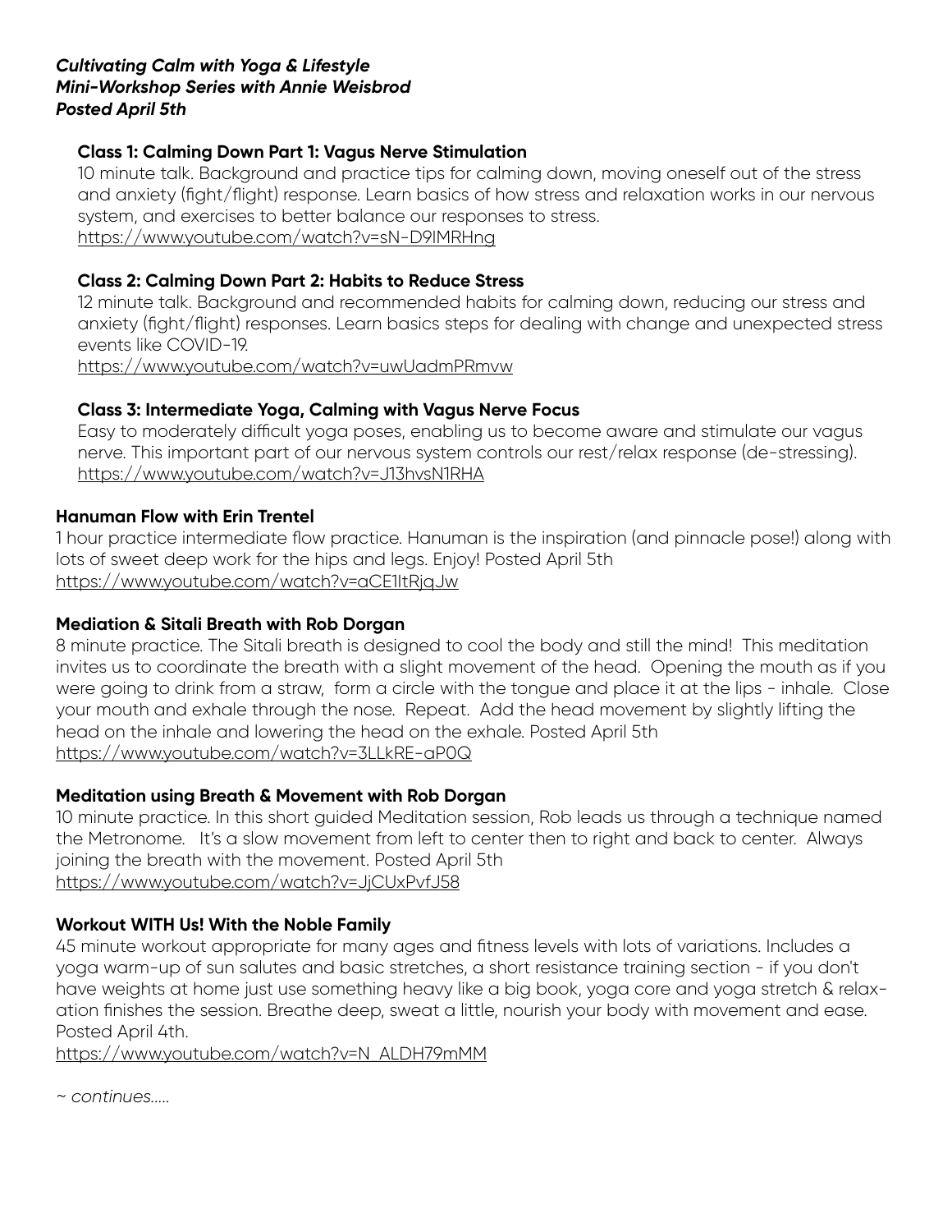***Cultivating Calm with Yoga & Lifestyle***
***Mini-Workshop Series with Annie Weisbrod***
***Posted April 5th***

**Class 1: Calming Down Part 1: Vagus Nerve Stimulation**
10 minute talk. Background and practice tips for calming down, moving oneself out of the stress and anxiety (fight/flight) response. Learn basics of how stress and relaxation works in our nervous system, and exercises to better balance our responses to stress.
https://www.youtube.com/watch?v=sN-D9IMRHng

**Class 2: Calming Down Part 2: Habits to Reduce Stress**
12 minute talk. Background and recommended habits for calming down, reducing our stress and anxiety (fight/flight) responses. Learn basics steps for dealing with change and unexpected stress events like COVID-19.
https://www.youtube.com/watch?v=uwUadmPRmvw

**Class 3: Intermediate Yoga, Calming with Vagus Nerve Focus**
Easy to moderately difficult yoga poses, enabling us to become aware and stimulate our vagus nerve. This important part of our nervous system controls our rest/relax response (de-stressing).
https://www.youtube.com/watch?v=J13hvsN1RHA

**Hanuman Flow with Erin Trentel**
1 hour practice intermediate flow practice. Hanuman is the inspiration (and pinnacle pose!) along with lots of sweet deep work for the hips and legs. Enjoy! Posted April 5th
https://www.youtube.com/watch?v=aCE1ltRjqJw

**Mediation & Sitali Breath with Rob Dorgan**
8 minute practice. The Sitali breath is designed to cool the body and still the mind! This meditation invites us to coordinate the breath with a slight movement of the head. Opening the mouth as if you were going to drink from a straw, form a circle with the tongue and place it at the lips - inhale. Close your mouth and exhale through the nose. Repeat. Add the head movement by slightly lifting the head on the inhale and lowering the head on the exhale. Posted April 5th
https://www.youtube.com/watch?v=3LLkRE-aP0Q

**Meditation using Breath & Movement with Rob Dorgan**
10 minute practice. In this short guided Meditation session, Rob leads us through a technique named the Metronome. It's a slow movement from left to center then to right and back to center. Always joining the breath with the movement. Posted April 5th
https://www.youtube.com/watch?v=JjCUxPvfJ58

**Workout WITH Us! With the Noble Family**
45 minute workout appropriate for many ages and fitness levels with lots of variations. Includes a yoga warm-up of sun salutes and basic stretches, a short resistance training section - if you don't have weights at home just use something heavy like a big book, yoga core and yoga stretch & relaxation finishes the session. Breathe deep, sweat a little, nourish your body with movement and ease. Posted April 4th.
https://www.youtube.com/watch?v=N_ALDH79mMM

*~ continues.....*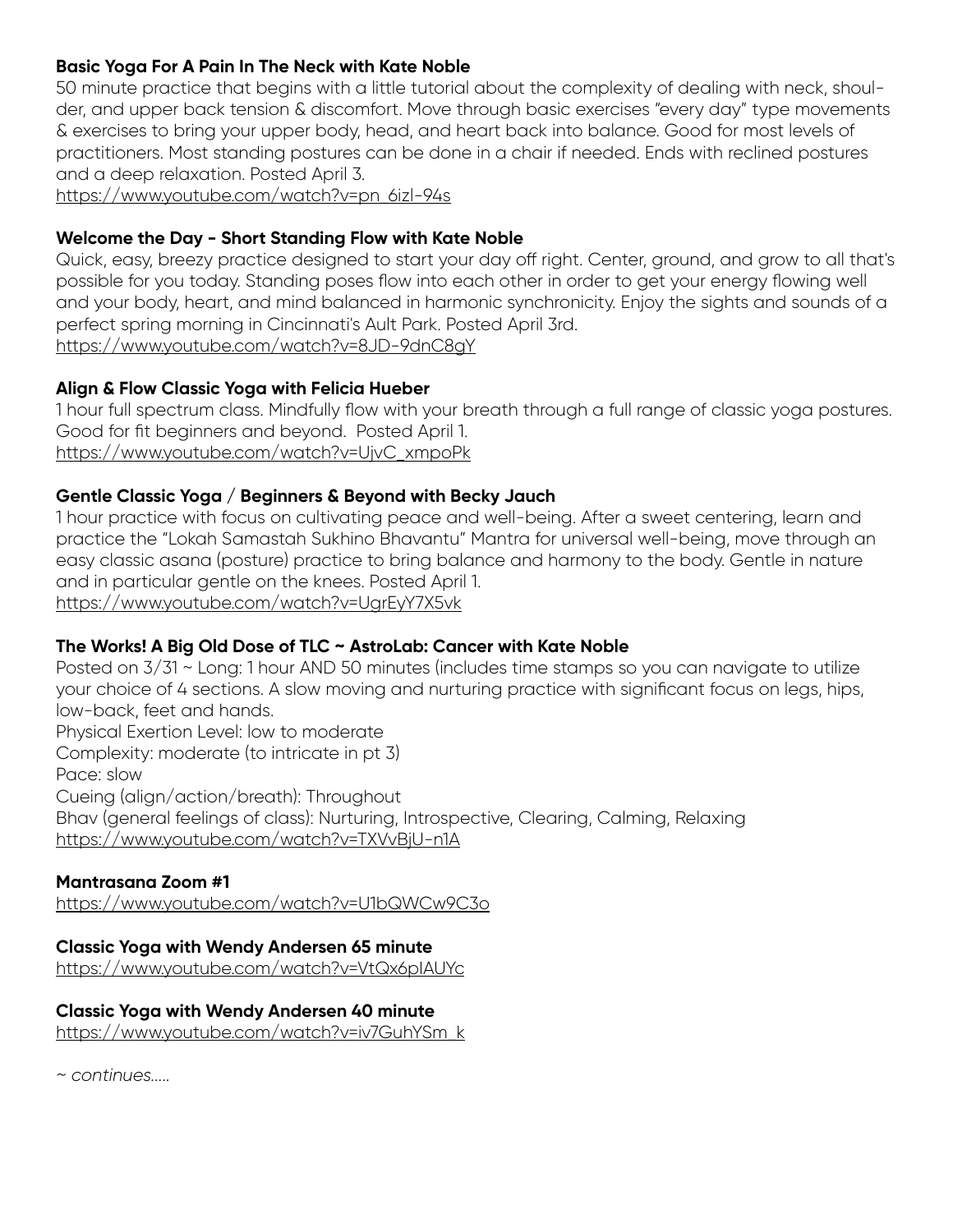**Basic Yoga For A Pain In The Neck with Kate Noble**
50 minute practice that begins with a little tutorial about the complexity of dealing with neck, shoulder, and upper back tension & discomfort. Move through basic exercises "every day" type movements & exercises to bring your upper body, head, and heart back into balance. Good for most levels of practitioners. Most standing postures can be done in a chair if needed. Ends with reclined postures and a deep relaxation. Posted April 3.
https://www.youtube.com/watch?v=pn_6izl-94s

**Welcome the Day - Short Standing Flow with Kate Noble**
Quick, easy, breezy practice designed to start your day off right. Center, ground, and grow to all that's possible for you today. Standing poses flow into each other in order to get your energy flowing well and your body, heart, and mind balanced in harmonic synchronicity. Enjoy the sights and sounds of a perfect spring morning in Cincinnati's Ault Park. Posted April 3rd.
https://www.youtube.com/watch?v=8JD-9dnC8gY

**Align & Flow Classic Yoga with Felicia Hueber**
1 hour full spectrum class. Mindfully flow with your breath through a full range of classic yoga postures. Good for fit beginners and beyond. Posted April 1.
https://www.youtube.com/watch?v=UjvC_xmpoPk

**Gentle Classic Yoga / Beginners & Beyond with Becky Jauch**
1 hour practice with focus on cultivating peace and well-being. After a sweet centering, learn and practice the "Lokah Samastah Sukhino Bhavantu" Mantra for universal well-being, move through an easy classic asana (posture) practice to bring balance and harmony to the body. Gentle in nature and in particular gentle on the knees. Posted April 1.
https://www.youtube.com/watch?v=UgrEyY7X5vk

**The Works! A Big Old Dose of TLC ~ AstroLab: Cancer with Kate Noble**
Posted on 3/31 ~ Long: 1 hour AND 50 minutes (includes time stamps so you can navigate to utilize your choice of 4 sections. A slow moving and nurturing practice with significant focus on legs, hips, low-back, feet and hands.
Physical Exertion Level: low to moderate
Complexity: moderate (to intricate in pt 3)
Pace: slow
Cueing (align/action/breath): Throughout
Bhav (general feelings of class): Nurturing, Introspective, Clearing, Calming, Relaxing
https://www.youtube.com/watch?v=TXVvBjU-n1A

**Mantrasana Zoom #1**
https://www.youtube.com/watch?v=U1bQWCw9C3o

**Classic Yoga with Wendy Andersen 65 minute**
https://www.youtube.com/watch?v=VtQx6plAUYc

**Classic Yoga with Wendy Andersen 40 minute**
https://www.youtube.com/watch?v=iv7GuhYSm_k

*~ continues.....*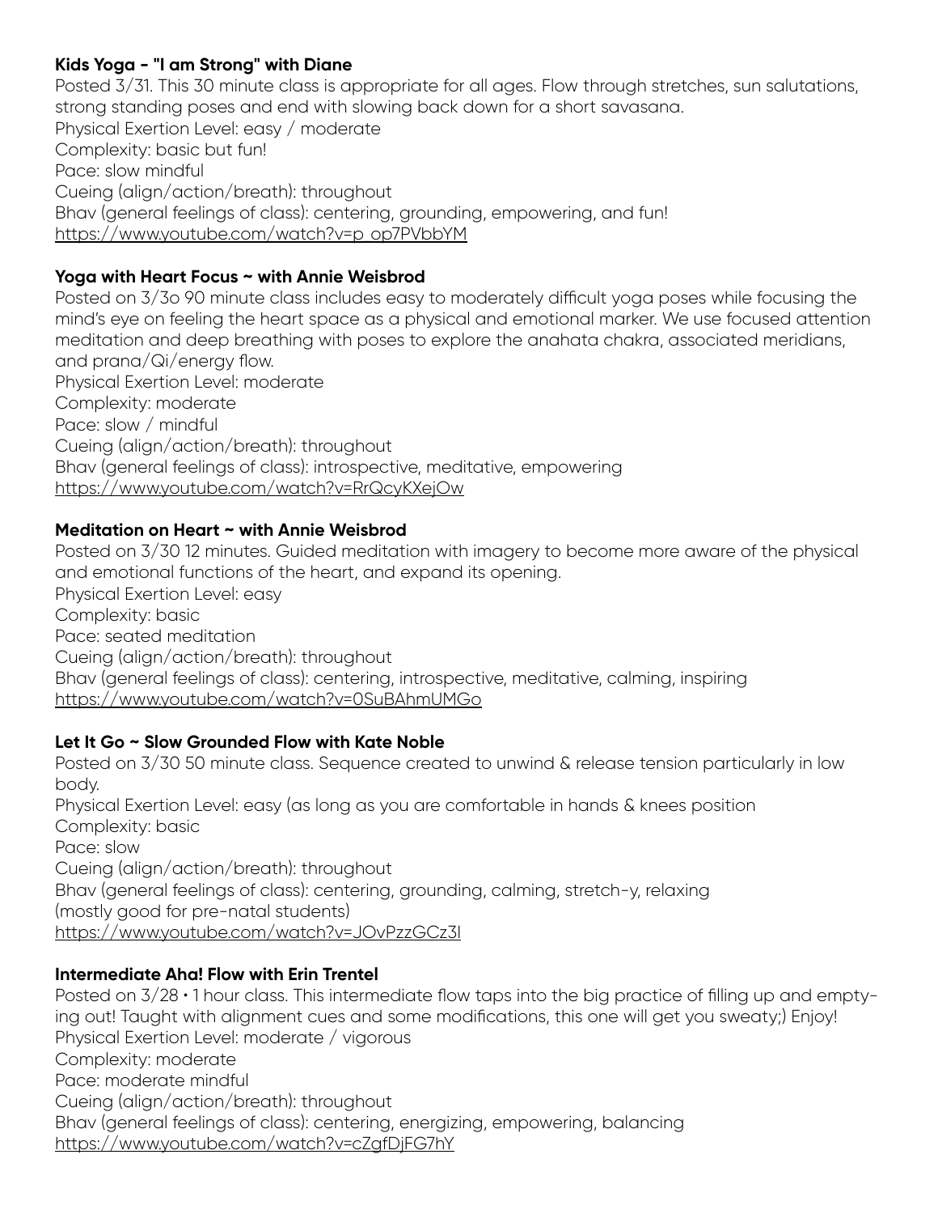**Kids Yoga - "I am Strong" with Diane**
Posted 3/31. This 30 minute class is appropriate for all ages. Flow through stretches, sun salutations, strong standing poses and end with slowing back down for a short savasana.
Physical Exertion Level: easy / moderate
Complexity: basic but fun!
Pace: slow mindful
Cueing (align/action/breath): throughout
Bhav (general feelings of class): centering, grounding, empowering, and fun!
https://www.youtube.com/watch?v=p_op7PVbbYM

**Yoga with Heart Focus ~ with Annie Weisbrod**
Posted on 3/3o 90 minute class includes easy to moderately difficult yoga poses while focusing the mind's eye on feeling the heart space as a physical and emotional marker. We use focused attention meditation and deep breathing with poses to explore the anahata chakra, associated meridians, and prana/Qi/energy flow.
Physical Exertion Level: moderate
Complexity: moderate
Pace: slow / mindful
Cueing (align/action/breath): throughout
Bhav (general feelings of class): introspective, meditative, empowering
https://www.youtube.com/watch?v=RrQcyKXejOw

**Meditation on Heart ~ with Annie Weisbrod**
Posted on 3/30 12 minutes. Guided meditation with imagery to become more aware of the physical and emotional functions of the heart, and expand its opening.
Physical Exertion Level: easy
Complexity: basic
Pace: seated meditation
Cueing (align/action/breath): throughout
Bhav (general feelings of class): centering, introspective, meditative, calming, inspiring
https://www.youtube.com/watch?v=0SuBAhmUMGo

**Let It Go ~ Slow Grounded Flow with Kate Noble**
Posted on 3/30 50 minute class. Sequence created to unwind & release tension particularly in low body.
Physical Exertion Level: easy (as long as you are comfortable in hands & knees position
Complexity: basic
Pace: slow
Cueing (align/action/breath): throughout
Bhav (general feelings of class): centering, grounding, calming, stretch-y, relaxing
(mostly good for pre-natal students)
https://www.youtube.com/watch?v=JOvPzzGCz3I

**Intermediate Aha! Flow with Erin Trentel**
Posted on 3/28 • 1 hour class. This intermediate flow taps into the big practice of filling up and emptying out! Taught with alignment cues and some modifications, this one will get you sweaty;) Enjoy!
Physical Exertion Level: moderate / vigorous
Complexity: moderate
Pace: moderate mindful
Cueing (align/action/breath): throughout
Bhav (general feelings of class): centering, energizing, empowering, balancing
https://www.youtube.com/watch?v=cZgfDjFG7hY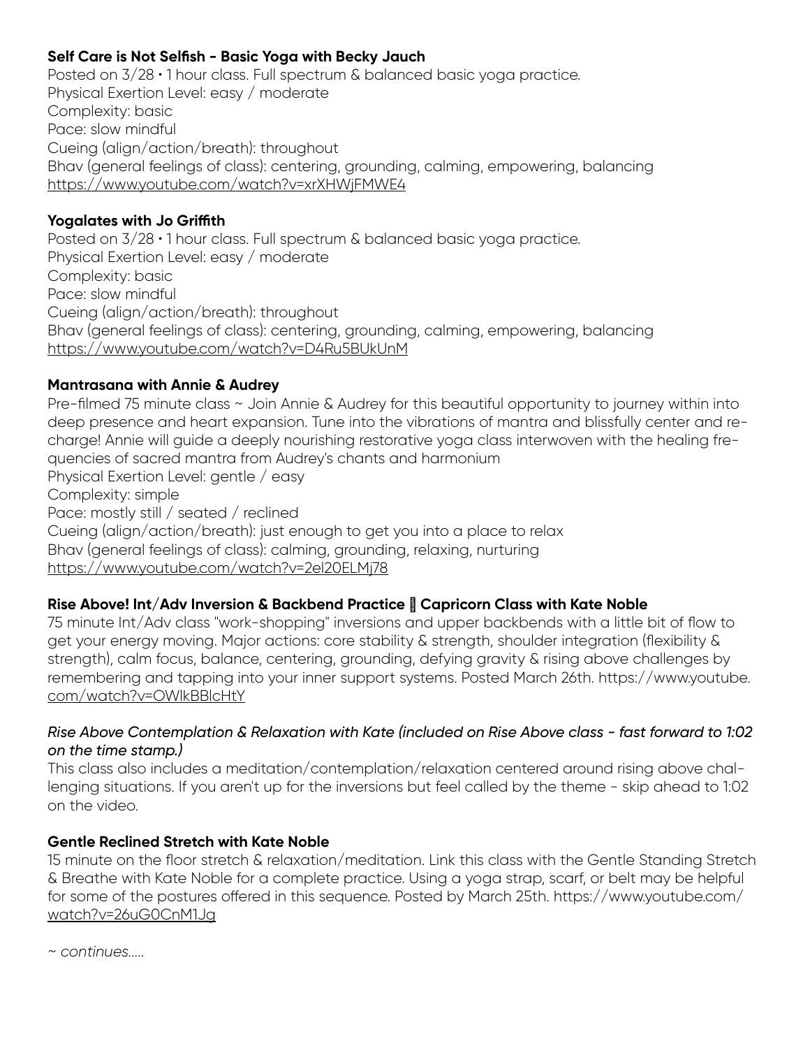**Self Care is Not Selfish - Basic Yoga with Becky Jauch**
Posted on 3/28 • 1 hour class. Full spectrum & balanced basic yoga practice.
Physical Exertion Level: easy / moderate
Complexity: basic
Pace: slow mindful
Cueing (align/action/breath): throughout
Bhav (general feelings of class): centering, grounding, calming, empowering, balancing
https://www.youtube.com/watch?v=xrXHWjFMWE4

**Yogalates with Jo Griffith**
Posted on 3/28 • 1 hour class. Full spectrum & balanced basic yoga practice.
Physical Exertion Level: easy / moderate
Complexity: basic
Pace: slow mindful
Cueing (align/action/breath): throughout
Bhav (general feelings of class): centering, grounding, calming, empowering, balancing
https://www.youtube.com/watch?v=D4Ru5BUkUnM

**Mantrasana with Annie & Audrey**
Pre-filmed 75 minute class ~ Join Annie & Audrey for this beautiful opportunity to journey within into deep presence and heart expansion. Tune into the vibrations of mantra and blissfully center and recharge! Annie will guide a deeply nourishing restorative yoga class interwoven with the healing frequencies of sacred mantra from Audrey's chants and harmonium
Physical Exertion Level: gentle / easy
Complexity: simple
Pace: mostly still / seated / reclined
Cueing (align/action/breath): just enough to get you into a place to relax
Bhav (general feelings of class): calming, grounding, relaxing, nurturing
https://www.youtube.com/watch?v=2el20ELMj78

**Rise Above! Int/Adv Inversion & Backbend Practice | Capricorn Class with Kate Noble**
75 minute Int/Adv class "work-shopping" inversions and upper backbends with a little bit of flow to get your energy moving. Major actions: core stability & strength, shoulder integration (flexibility & strength), calm focus, balance, centering, grounding, defying gravity & rising above challenges by remembering and tapping into your inner support systems. Posted March 26th. https://www.youtube.com/watch?v=OWlkBBlcHtY

*Rise Above Contemplation & Relaxation with Kate (included on Rise Above class - fast forward to 1:02 on the time stamp.)*
This class also includes a meditation/contemplation/relaxation centered around rising above challenging situations. If you aren't up for the inversions but feel called by the theme - skip ahead to 1:02 on the video.

**Gentle Reclined Stretch with Kate Noble**
15 minute on the floor stretch & relaxation/meditation. Link this class with the Gentle Standing Stretch & Breathe with Kate Noble for a complete practice. Using a yoga strap, scarf, or belt may be helpful for some of the postures offered in this sequence. Posted by March 25th. https://www.youtube.com/watch?v=26uG0CnM1Jg

*~ continues.....*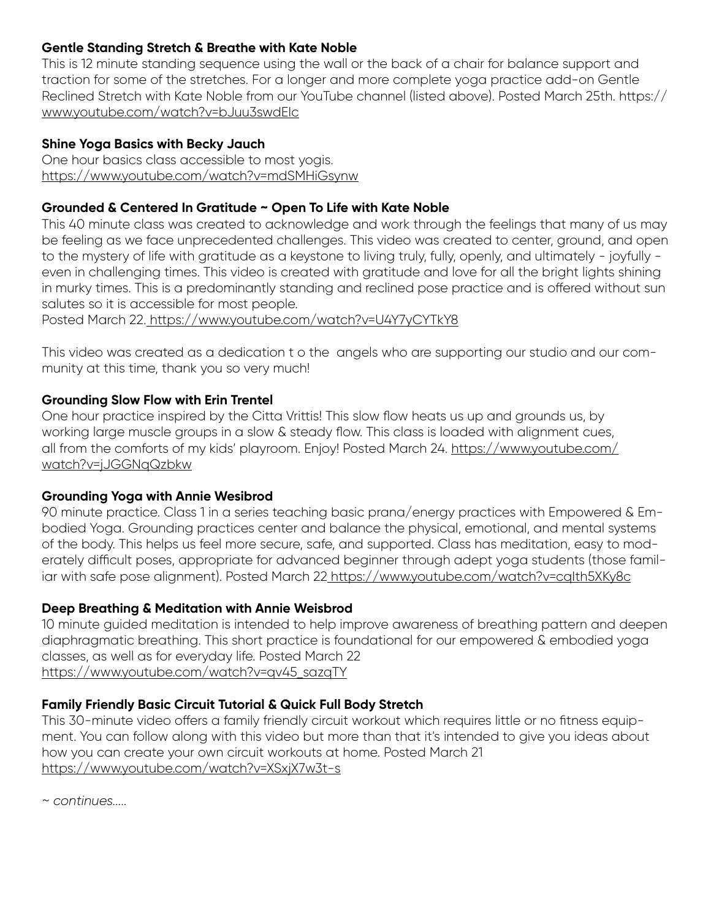**Gentle Standing Stretch & Breathe with Kate Noble**

This is 12 minute standing sequence using the wall or the back of a chair for balance support and traction for some of the stretches. For a longer and more complete yoga practice add-on Gentle Reclined Stretch with Kate Noble from our YouTube channel (listed above). Posted March 25th. https://www.youtube.com/watch?v=bJuu3swdElc

**Shine Yoga Basics with Becky Jauch**

One hour basics class accessible to most yogis.
https://www.youtube.com/watch?v=mdSMHiGsynw

**Grounded & Centered In Gratitude ~ Open To Life with Kate Noble**

This 40 minute class was created to acknowledge and work through the feelings that many of us may be feeling as we face unprecedented challenges. This video was created to center, ground, and open to the mystery of life with gratitude as a keystone to living truly, fully, openly, and ultimately - joyfully - even in challenging times. This video is created with gratitude and love for all the bright lights shining in murky times. This is a predominantly standing and reclined pose practice and is offered without sun salutes so it is accessible for most people.
Posted March 22. https://www.youtube.com/watch?v=U4Y7yCYTkY8

This video was created as a dedication t o the angels who are supporting our studio and our community at this time, thank you so very much!

**Grounding Slow Flow with Erin Trentel**

One hour practice inspired by the Citta Vrittis! This slow flow heats us up and grounds us, by working large muscle groups in a slow & steady flow. This class is loaded with alignment cues, all from the comforts of my kids' playroom. Enjoy! Posted March 24. https://www.youtube.com/watch?v=jJGGNqQzbkw

**Grounding Yoga with Annie Wesibrod**

90 minute practice. Class 1 in a series teaching basic prana/energy practices with Empowered & Embodied Yoga. Grounding practices center and balance the physical, emotional, and mental systems of the body. This helps us feel more secure, safe, and supported. Class has meditation, easy to moderately difficult poses, appropriate for advanced beginner through adept yoga students (those familiar with safe pose alignment). Posted March 22 https://www.youtube.com/watch?v=cqlth5XKy8c

**Deep Breathing & Meditation with Annie Weisbrod**

10 minute guided meditation is intended to help improve awareness of breathing pattern and deepen diaphragmatic breathing. This short practice is foundational for our empowered & embodied yoga classes, as well as for everyday life. Posted March 22
https://www.youtube.com/watch?v=qv45_sazqTY

**Family Friendly Basic Circuit Tutorial & Quick Full Body Stretch**

This 30-minute video offers a family friendly circuit workout which requires little or no fitness equipment. You can follow along with this video but more than that it's intended to give you ideas about how you can create your own circuit workouts at home. Posted March 21
https://www.youtube.com/watch?v=XSxjX7w3t-s

*~ continues.....*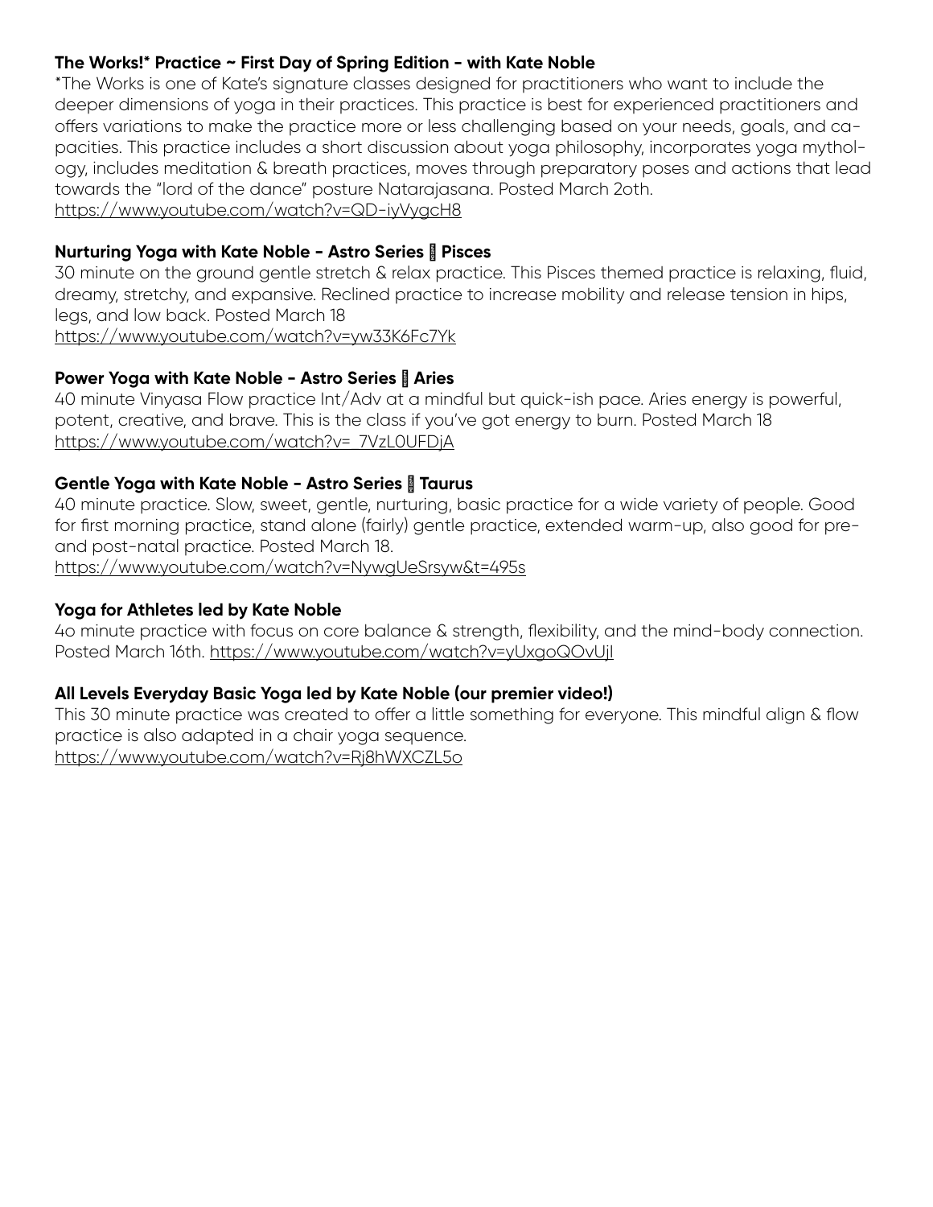**The Works!* Practice ~ First Day of Spring Edition - with Kate Noble**

*The Works is one of Kate's signature classes designed for practitioners who want to include the deeper dimensions of yoga in their practices. This practice is best for experienced practitioners and offers variations to make the practice more or less challenging based on your needs, goals, and capacities. This practice includes a short discussion about yoga philosophy, incorporates yoga mythology, includes meditation & breath practices, moves through preparatory poses and actions that lead towards the "lord of the dance" posture Natarajasana. Posted March 2oth.
https://www.youtube.com/watch?v=QD-iyVygcH8

**Nurturing Yoga with Kate Noble - Astro Series ♓ Pisces**

30 minute on the ground gentle stretch & relax practice. This Pisces themed practice is relaxing, fluid, dreamy, stretchy, and expansive. Reclined practice to increase mobility and release tension in hips, legs, and low back. Posted March 18
https://www.youtube.com/watch?v=yw33K6Fc7Yk

**Power Yoga with Kate Noble - Astro Series ♈ Aries**

40 minute Vinyasa Flow practice Int/Adv at a mindful but quick-ish pace. Aries energy is powerful, potent, creative, and brave. This is the class if you've got energy to burn. Posted March 18
https://www.youtube.com/watch?v=_7VzL0UFDjA

**Gentle Yoga with Kate Noble - Astro Series ♉ Taurus**

40 minute practice. Slow, sweet, gentle, nurturing, basic practice for a wide variety of people. Good for first morning practice, stand alone (fairly) gentle practice, extended warm-up, also good for pre- and post-natal practice. Posted March 18.
https://www.youtube.com/watch?v=NywgUeSrsyw&t=495s

**Yoga for Athletes led by Kate Noble**

4o minute practice with focus on core balance & strength, flexibility, and the mind-body connection. Posted March 16th. https://www.youtube.com/watch?v=yUxgoQOvUjI

**All Levels Everyday Basic Yoga led by Kate Noble (our premier video!)**

This 30 minute practice was created to offer a little something for everyone. This mindful align & flow practice is also adapted in a chair yoga sequence.
https://www.youtube.com/watch?v=Rj8hWXCZL5o